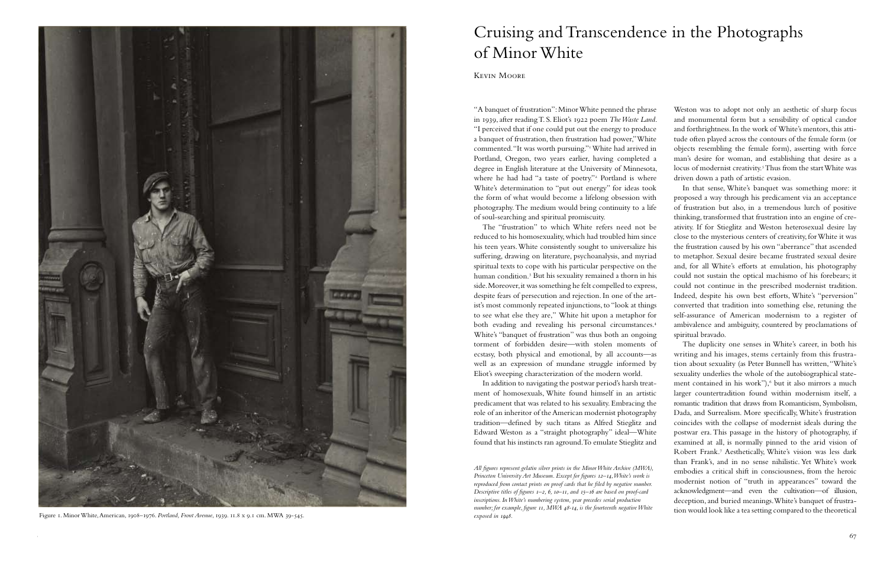# Cruising and Transcendence in the Photographs of Minor White

Kevin Moore

Figure 1. Minor White, American, 1908–1976. *Portland, Front Avenue*, 1939. 11.8 x 9.1 cm. MWA 39-545.

"A banquet of frustration": Minor White penned the phrase in 1939, after reading T. S. Eliot's 1922 poem *The Waste Land*. "I perceived that if one could put out the energy to produce a banquet of frustration, then frustration had power," White commented. "It was worth pursuing."[1] White had arrived in Portland, Oregon, two years earlier, having completed a degree in English literature at the University of Minnesota, where he had had "a taste of poetry."[2] Portland is where White's determination to "put out energy" for ideas took the form of what would become a lifelong obsession with photography. The medium would bring continuity to a life of soul-searching and spiritual promiscuity.

The "frustration" to which White refers need not be reduced to his homosexuality, which had troubled him since his teen years. White consistently sought to universalize his suffering, drawing on literature, psychoanalysis, and myriad spiritual texts to cope with his particular perspective on the human condition.[3] But his sexuality remained a thorn in his side. Moreover, it was something he felt compelled to express, despite fears of persecution and rejection. In one of the artist's most commonly repeated injunctions, to "look at things to see what else they are," White hit upon a metaphor for both evading and revealing his personal circumstances.[4] White's "banquet of frustration" was thus both an ongoing torment of forbidden desire—with stolen moments of ecstasy, both physical and emotional, by all accounts—as well as an expression of mundane struggle informed by Eliot's sweeping characterization of the modern world.

In addition to navigating the postwar period's harsh treatment of homosexuals, White found himself in an artistic predicament that was related to his sexuality. Embracing the role of an inheritor of the American modernist photography tradition—defined by such titans as Alfred Stieglitz and Edward Weston as a "straight photography" ideal—White found that his instincts ran aground. To emulate Stieglitz and Weston was to adopt not only an aesthetic of sharp focus and monumental form but a sensibility of optical candor and forthrightness. In the work of White's mentors, this attitude often played across the contours of the female form (or objects resembling the female form), asserting with force man's desire for woman, and establishing that desire as a locus of modernist creativity.[5] Thus from the start White was driven down a path of artistic evasion.

In that sense, White's banquet was something more: it proposed a way through his predicament via an acceptance of frustration but also, in a tremendous lurch of positive thinking, transformed that frustration into an engine of creativity. If for Stieglitz and Weston heterosexual desire lay close to the mysterious centers of creativity, for White it was the frustration caused by his own "aberrance" that ascended to metaphor. Sexual desire became frustrated sexual desire and, for all White's efforts at emulation, his photography could not sustain the optical machismo of his forebears; it could not continue in the prescribed modernist tradition. Indeed, despite his own best efforts, White's "perversion" converted that tradition into something else, retuning the self-assurance of American modernism to a register of ambivalence and ambiguity, countered by proclamations of spiritual bravado.

The duplicity one senses in White's career, in both his writing and his images, stems certainly from this frustration about sexuality (as Peter Bunnell has written, "White's sexuality underlies the whole of the autobiographical statement contained in his work"),[6] but it also mirrors a much larger countertradition found within modernism itself, a romantic tradition that draws from Romanticism, Symbolism, Dada, and Surrealism. More specifically, White's frustration coincides with the collapse of modernist ideals during the postwar era. This passage in the history of photography, if examined at all, is normally pinned to the arid vision of Robert Frank.[7] Aesthetically, White's vision was less dark than Frank's, and in no sense nihilistic. Yet White's work embodies a critical shift in consciousness, from the heroic modernist notion of "truth in appearances" toward the acknowledgment—and even the cultivation—of illusion, deception, and buried meanings. White's banquet of frustration would look like a tea setting compared to the theoretical

*All figures represent gelatin silver prints in the Minor White Archive (MWA), Princeton University Art Museum. Except for figures 12–14, White's work is reproduced from contact prints on proof cards that he filed by negative number. Descriptive titles of figures 1–2, 6, 10–11, and 15–16 are based on proof-card inscriptions. In White's numbering system, year precedes serial production number; for example, figure 11, MWA 48-14, is the fourteenth negative White exposed in 1948.*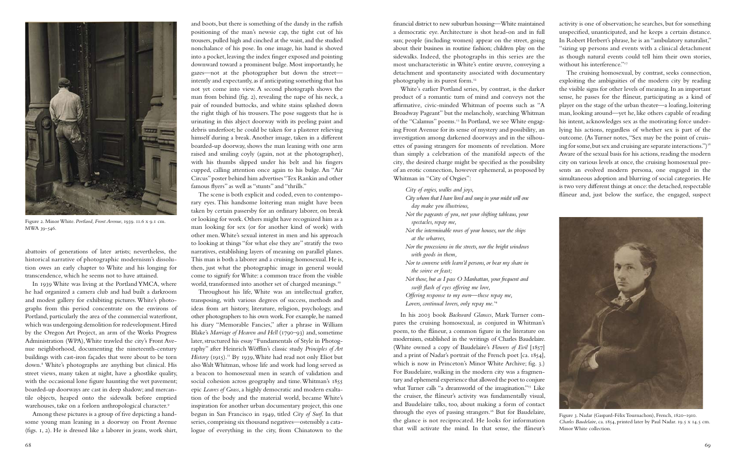Figure 2. Minor White. *Portland, Front Avenue*, 1939. 11.6 x 9.1 cm. MWA 39-546.

abattoirs of generations of later artists; nevertheless, the historical narrative of photographic modernism's dissolution owes an early chapter to White and his longing for transcendence, which he seems not to have attained.

In 1939 White was living at the Portland YMCA, where he had organized a camera club and had built a darkroom and modest gallery for exhibiting pictures. White's photographs from this period concentrate on the environs of Portland, particularly the area of the commercial waterfront, which was undergoing demolition for redevelopment. Hired by the Oregon Art Project, an arm of the Works Progress Administration (WPA), White trawled the city's Front Avenue neighborhood, documenting the nineteenth-century buildings with cast-iron façades that were about to be torn down.[8] White's photographs are anything but clinical. His street views, many taken at night, have a ghostlike quality, with the occasional lone figure haunting the wet pavement; boarded-up doorways are cast in deep shadow; and mercantile objects, heaped onto the sidewalk before emptied warehouses, take on a forlorn anthropological character.[9]

Among these pictures is a group of five depicting a handsome young man leaning in a doorway on Front Avenue (figs. 1, 2). He is dressed like a laborer in jeans, work shirt, and boots, but there is something of the dandy in the raffish positioning of the man's newsie cap, the tight cut of his trousers, pulled high and cinched at the waist, and the studied nonchalance of his pose. In one image, his hand is shoved into a pocket, leaving the index finger exposed and pointing downward toward a prominent bulge. Most importantly, he gazes—not at the photographer but down the street—intently and expectantly, as if anticipating something that has not yet come into view. A second photograph shows the man from behind (fig. 2), revealing the nape of his neck, a pair of rounded buttocks, and white stains splashed down the right thigh of his trousers. The pose suggests that he is urinating in this abject doorway with its peeling paint and debris underfoot; he could be taken for a plasterer relieving himself during a break. Another image, taken in a different boarded-up doorway, shows the man leaning with one arm raised and smiling coyly (again, not at the photographer), with his thumbs slipped under his belt and his fingers cupped, calling attention once again to his bulge. An "Air Circus" poster behind him advertises "Tex Rankin and other famous flyers" as well as "stunts" and "thrills."

The scene is both explicit and coded, even to contemporary eyes. This handsome loitering man might have been taken by certain passersby for an ordinary laborer, on break or looking for work. Others might have recognized him as a man looking for sex (or for another kind of work) with other men. White's sexual interest in men and his approach to looking at things "for what else they are" stratify the two narratives, establishing layers of meaning on parallel planes. This man is both a laborer and a cruising homosexual. He is, then, just what the photographic image in general would come to signify for White: a common trace from the visible world, transformed into another set of charged meanings.[10]

Throughout his life, White was an intellectual grafter, transposing, with various degrees of success, methods and ideas from art history, literature, religion, psychology, and other photographers to his own work. For example, he named his diary "Memorable Fancies," after a phrase in William Blake's *Marriage of Heaven and Hell* (1790–93) and, sometime later, structured his essay "Fundamentals of Style in Photography" after Heinrich Wöfflin's classic study *Principles of Art History* (1915).[11] By 1939, White had read not only Eliot but also Walt Whitman, whose life and work had long served as a beacon to homosexual men in search of validation and social cohesion across geography and time. Whitman's 1855 epic *Leaves of Grass*, a highly democratic and modern exaltation of the body and the material world, became White's inspiration for another urban documentary project, this one begun in San Francisco in 1949, titled *City of Surf*. In that series, comprising six thousand negatives—ostensibly a catalogue of everything in the city, from Chinatown to the financial district to new suburban housing—White maintained a democratic eye. Architecture is shot head-on and in full sun; people (including women) appear on the street, going about their business in routine fashion; children play on the sidewalks. Indeed, the photographs in this series are the most uncharacteristic in White's entire œuvre, conveying a detachment and spontaneity associated with documentary photography in its purest form.[12]

White's earlier Portland series, by contrast, is the darker product of a romantic turn of mind and conveys not the affirmative, civic-minded Whitman of poems such as "A Broadway Pageant" but the melancholy, searching Whitman of the "Calamus" poems.[13] In Portland, we see White engaging Front Avenue for its sense of mystery and possibility, an investigation among darkened doorways and in the silhouettes of passing strangers for moments of revelation. More than simply a celebration of the manifold aspects of the city, the desired charge might be specified as the possibility of an erotic connection, however ephemeral, as proposed by Whitman in "City of Orgies":

*City of orgies, walks and joys,*
*City whom that I have lived and sung in your midst will one day make you illustrious,*
*Not the pageants of you, not your shifting tableaus, your spectacles, repay me,*
*Not the interminable rows of your houses, nor the ships at the wharves,*
*Nor the processions in the streets, nor the bright windows with goods in them,*
*Nor to converse with learn'd persons, or bear my share in the soiree or feast;*
*Not those, but as I pass O Manhattan, your frequent and swift flash of eyes offering me love,*
*Offering response to my own—these repay me,*
*Lovers, continual lovers, only repay me.*[14]

In his 2003 book *Backward Glances*, Mark Turner compares the cruising homosexual, as conjured in Whitman's poem, to the flâneur, a common figure in the literature on modernism, established in the writings of Charles Baudelaire. (White owned a copy of Baudelaire's *Flowers of Evil* [1857] and a print of Nadar's portrait of the French poet [ca. 1854], which is now in Princeton's Minor White Archive; fig. 3.) For Baudelaire, walking in the modern city was a fragmentary and ephemeral experience that allowed the poet to conjure what Turner calls "a dreamworld of the imagination."[15] Like the cruiser, the flâneur's activity was fundamentally visual, and Baudelaire talks, too, about making a form of contact through the eyes of passing strangers.[16] But for Baudelaire, the glance is not reciprocated. He looks for information that will activate the mind. In that sense, the flâneur's activity is one of observation; he searches, but for something unspecified, unanticipated, and he keeps a certain distance. In Robert Herbert's phrase, he is an "ambulatory naturalist," "sizing up persons and events with a clinical detachment as though natural events could tell him their own stories, without his interference."[17]

The cruising homosexual, by contrast, seeks connection, exploiting the ambiguities of the modern city by reading the visible signs for other levels of meaning. In an important sense, he passes for the flâneur, participating as a kind of player on the stage of the urban theater—a loafing, loitering man, looking around—yet he, like others capable of reading his intent, acknowledges sex as the motivating force underlying his actions, regardless of whether sex is part of the outcome. (As Turner notes, "Sex may be the point of cruising for some, but sex and cruising are separate interactions.")[18] Aware of the sexual basis for his actions, reading the modern city on various levels at once, the cruising homosexual presents an evolved modern persona, one engaged in the simultaneous adoption and blurring of social categories. He is two very different things at once: the detached, respectable flâneur and, just below the surface, the engaged, suspect

Figure 3. Nadar (Gaspard-Félix Tournachon), French, 1820–1910. *Charles Baudelaire*, ca. 1854, printed later by Paul Nadar. 19.5 x 14.5 cm. Minor White collection.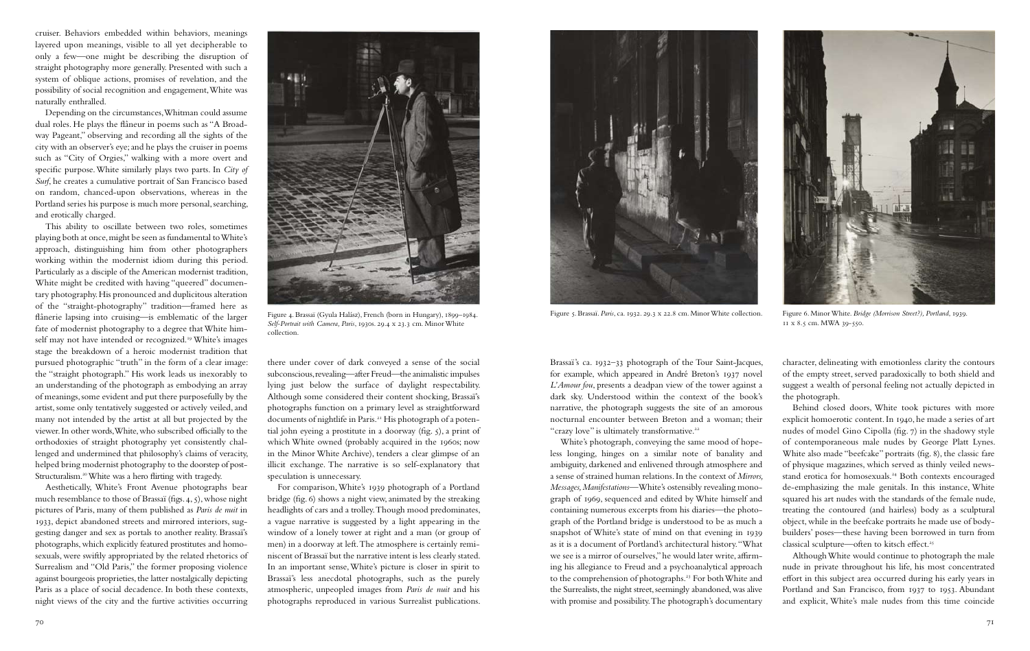cruiser. Behaviors embedded within behaviors, meanings layered upon meanings, visible to all yet decipherable to only a few—one might be describing the disruption of straight photography more generally. Presented with such a system of oblique actions, promises of revelation, and the possibility of social recognition and engagement, White was naturally enthralled.

Depending on the circumstances, Whitman could assume dual roles. He plays the flâneur in poems such as "A Broadway Pageant," observing and recording all the sights of the city with an observer's eye; and he plays the cruiser in poems such as "City of Orgies," walking with a more overt and specific purpose. White similarly plays two parts. In *City of Surf*, he creates a cumulative portrait of San Francisco based on random, chanced-upon observations, whereas in the Portland series his purpose is much more personal, searching, and erotically charged.

This ability to oscillate between two roles, sometimes playing both at once, might be seen as fundamental to White's approach, distinguishing him from other photographers working within the modernist idiom during this period. Particularly as a disciple of the American modernist tradition, White might be credited with having "queered" documentary photography. His pronounced and duplicitous alteration of the "straight-photography" tradition—framed here as flânerie lapsing into cruising—is emblematic of the larger fate of modernist photography to a degree that White himself may not have intended or recognized.[19] White's images stage the breakdown of a heroic modernist tradition that pursued photographic "truth" in the form of a clear image: the "straight photograph." His work leads us inexorably to an understanding of the photograph as embodying an array of meanings, some evident and put there purposefully by the artist, some only tentatively suggested or actively veiled, and many not intended by the artist at all but projected by the viewer. In other words, White, who subscribed officially to the orthodoxies of straight photography yet consistently challenged and undermined that philosophy's claims of veracity, helped bring modernist photography to the doorstep of post-Structuralism.[20] White was a hero flirting with tragedy.

Aesthetically, White's Front Avenue photographs bear much resemblance to those of Brassaï (figs. 4, 5), whose night pictures of Paris, many of them published as *Paris de nuit* in 1933, depict abandoned streets and mirrored interiors, suggesting danger and sex as portals to another reality. Brassaï's photographs, which explicitly featured prostitutes and homosexuals, were swiftly appropriated by the related rhetorics of Surrealism and "Old Paris," the former proposing violence against bourgeois proprieties, the latter nostalgically depicting Paris as a place of social decadence. In both these contexts, night views of the city and the furtive activities occurring there under cover of dark conveyed a sense of the social subconscious, revealing—after Freud—the animalistic impulses lying just below the surface of daylight respectability. Although some considered their content shocking, Brassaï's photographs function on a primary level as straightforward documents of nightlife in Paris.[21] His photograph of a potential john eyeing a prostitute in a doorway (fig. 5), a print of which White owned (probably acquired in the 1960s; now in the Minor White Archive), tenders a clear glimpse of an illicit exchange. The narrative is so self-explanatory that speculation is unnecessary.

Figure 4. Brassaï (Gyula Halász), French (born in Hungary), 1899–1984. *Self-Portrait with Camera, Paris*, 1930s. 29.4 x 23.3 cm. Minor White collection.

Figure 5. Brassaï. *Paris*, ca. 1932. 29.3 x 22.8 cm. Minor White collection.

Figure 6. Minor White. *Bridge (Morrison Street?), Portland*, 1939. 11 x 8.5 cm. MWA 39-550.

For comparison, White's 1939 photograph of a Portland bridge (fig. 6) shows a night view, animated by the streaking headlights of cars and a trolley. Though mood predominates, a vague narrative is suggested by a light appearing in the window of a lonely tower at right and a man (or group of men) in a doorway at left. The atmosphere is certainly reminiscent of Brassaï but the narrative intent is less clearly stated. In an important sense, White's picture is closer in spirit to Brassaï's less anecdotal photographs, such as the purely atmospheric, unpeopled images from *Paris de nuit* and his photographs reproduced in various Surrealist publications. Brassaï's ca. 1932–33 photograph of the Tour Saint-Jacques, for example, which appeared in André Breton's 1937 novel *L'Amour fou*, presents a deadpan view of the tower against a dark sky. Understood within the context of the book's narrative, the photograph suggests the site of an amorous nocturnal encounter between Breton and a woman; their "crazy love" is ultimately transformative.[22]

White's photograph, conveying the same mood of hopeless longing, hinges on a similar note of banality and ambiguity, darkened and enlivened through atmosphere and a sense of strained human relations. In the context of *Mirrors, Messages, Manifestations*—White's ostensibly revealing monograph of 1969, sequenced and edited by White himself and containing numerous excerpts from his diaries—the photograph of the Portland bridge is understood to be as much a snapshot of White's state of mind on that evening in 1939 as it is a document of Portland's architectural history. "What we see is a mirror of ourselves," he would later write, affirming his allegiance to Freud and a psychoanalytical approach to the comprehension of photographs.[23] For both White and the Surrealists, the night street, seemingly abandoned, was alive with promise and possibility. The photograph's documentary character, delineating with emotionless clarity the contours of the empty street, served paradoxically to both shield and suggest a wealth of personal feeling not actually depicted in the photograph.

Behind closed doors, White took pictures with more explicit homoerotic content. In 1940, he made a series of art nudes of model Gino Cipolla (fig. 7) in the shadowy style of contemporaneous male nudes by George Platt Lynes. White also made "beefcake" portraits (fig. 8), the classic fare of physique magazines, which served as thinly veiled newsstand erotica for homosexuals.[24] Both contexts encouraged de-emphasizing the male genitals. In this instance, White squared his art nudes with the standards of the female nude, treating the contoured (and hairless) body as a sculptural object, while in the beefcake portraits he made use of bodybuilders' poses—these having been borrowed in turn from classical sculpture—often to kitsch effect.[25]

Although White would continue to photograph the male nude in private throughout his life, his most concentrated effort in this subject area occurred during his early years in Portland and San Francisco, from 1937 to 1953. Abundant and explicit, White's male nudes from this time coincide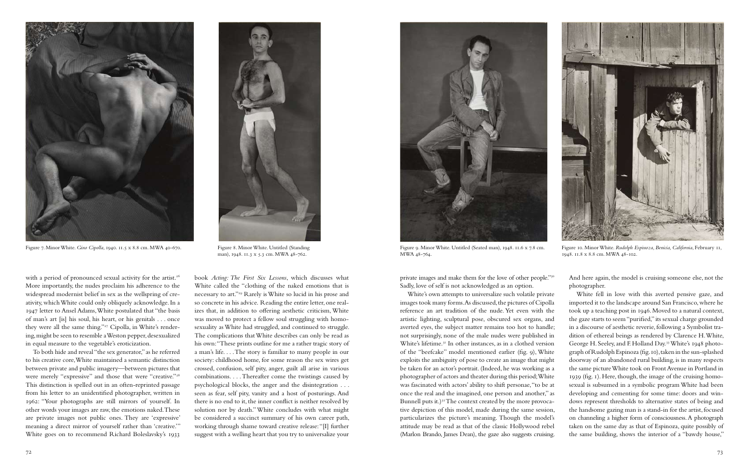Figure 7. Minor White. *Gino Cipolla*, 1940. 11.5 x 8.8 cm. MWA 40-670.

Figure 8. Minor White. Untitled (Standing man), 1948. 11.3 x 5.3 cm. MWA 48-762.

Figure 9. Minor White. Untitled (Seated man), 1948. 11.6 x 7.8 cm. MWA 48-764.

Figure 10. Minor White. *Rudolph Espinoza, Benicia, California*, February 11, 1948. 11.8 x 8.8 cm. MWA 48-102.

with a period of pronounced sexual activity for the artist.[26] More importantly, the nudes proclaim his adherence to the widespread modernist belief in sex as the wellspring of creativity, which White could only obliquely acknowledge. In a 1947 letter to Ansel Adams, White postulated that "the basis of man's art [is] his soul, his heart, or his genitals . . . once they were all the same thing."[27] Cipolla, in White's rendering, might be seen to resemble a Weston pepper, desexualized in equal measure to the vegetable's eroticization.

To both hide and reveal "the sex generator," as he referred to his creative core, White maintained a semantic distinction between private and public imagery—between pictures that were merely "expressive" and those that were "creative."[28] This distinction is spelled out in an often-reprinted passage from his letter to an unidentified photographer, written in 1962: "Your photographs are still mirrors of yourself. In other words your images are raw, the emotions naked. These are private images not public ones. They are 'expressive' meaning a direct mirror of yourself rather than 'creative.'" White goes on to recommend Richard Boleslavsky's 1933 book *Acting: The First Six Lessons*, which discusses what White called the "clothing of the naked emotions that is necessary to art."[29] Rarely is White so lucid in his prose and so concrete in his advice. Reading the entire letter, one realizes that, in addition to offering aesthetic criticism, White was moved to protect a fellow soul struggling with homosexuality as White had struggled, and continued to struggle. The complications that White describes can only be read as his own: "These prints outline for me a rather tragic story of a man's life. . . . The story is familiar to many people in our society: childhood home, for some reason the sex wires get crossed, confusion, self pity, anger, guilt all arise in various combinations. . . . Thereafter come the twistings caused by psychological blocks, the anger and the disintegration . . . seen as fear, self pity, vanity and a host of posturings. And there is no end to it, the inner conflict is neither resolved by solution nor by death." White concludes with what might be considered a succinct summary of his own career path, working through shame toward creative release: "[I] further suggest with a welling heart that you try to universalize your private images and make them for the love of other people."[30] Sadly, love of self is not acknowledged as an option.

White's own attempts to universalize such volatile private images took many forms. As discussed, the pictures of Cipolla reference an art tradition of the nude. Yet even with the artistic lighting, sculptural pose, obscured sex organs, and averted eyes, the subject matter remains too hot to handle; not surprisingly, none of the male nudes were published in White's lifetime.[31] In other instances, as in a clothed version of the "beefcake" model mentioned earlier (fig. 9), White exploits the ambiguity of pose to create an image that might be taken for an actor's portrait. (Indeed, he was working as a photographer of actors and theater during this period; White was fascinated with actors' ability to shift personae, "to be at once the real and the imagined, one person and another," as Bunnell puts it.)[32] The context created by the more provocative depiction of this model, made during the same session, particularizes the picture's meaning. Though the model's attitude may be read as that of the classic Hollywood rebel (Marlon Brando, James Dean), the gaze also suggests cruising. And here again, the model is cruising someone else, not the photographer.

White fell in love with this averted pensive gaze, and imported it to the landscape around San Francisco, where he took up a teaching post in 1946. Moved to a natural context, the gaze starts to seem "purified," its sexual charge grounded in a discourse of aesthetic reverie, following a Symbolist tradition of ethereal beings as rendered by Clarence H. White, George H. Seeley, and F. Holland Day.[33] White's 1948 photograph of Rudolph Espinoza (fig. 10), taken in the sun-splashed doorway of an abandoned rural building, is in many respects the same picture White took on Front Avenue in Portland in 1939 (fig. 1). Here, though, the image of the cruising homosexual is subsumed in a symbolic program White had been developing and cementing for some time: doors and windows represent thresholds to alternative states of being and the handsome gazing man is a stand-in for the artist, focused on channeling a higher form of consciousness. A photograph taken on the same day as that of Espinoza, quite possibly of the same building, shows the interior of a "bawdy house,"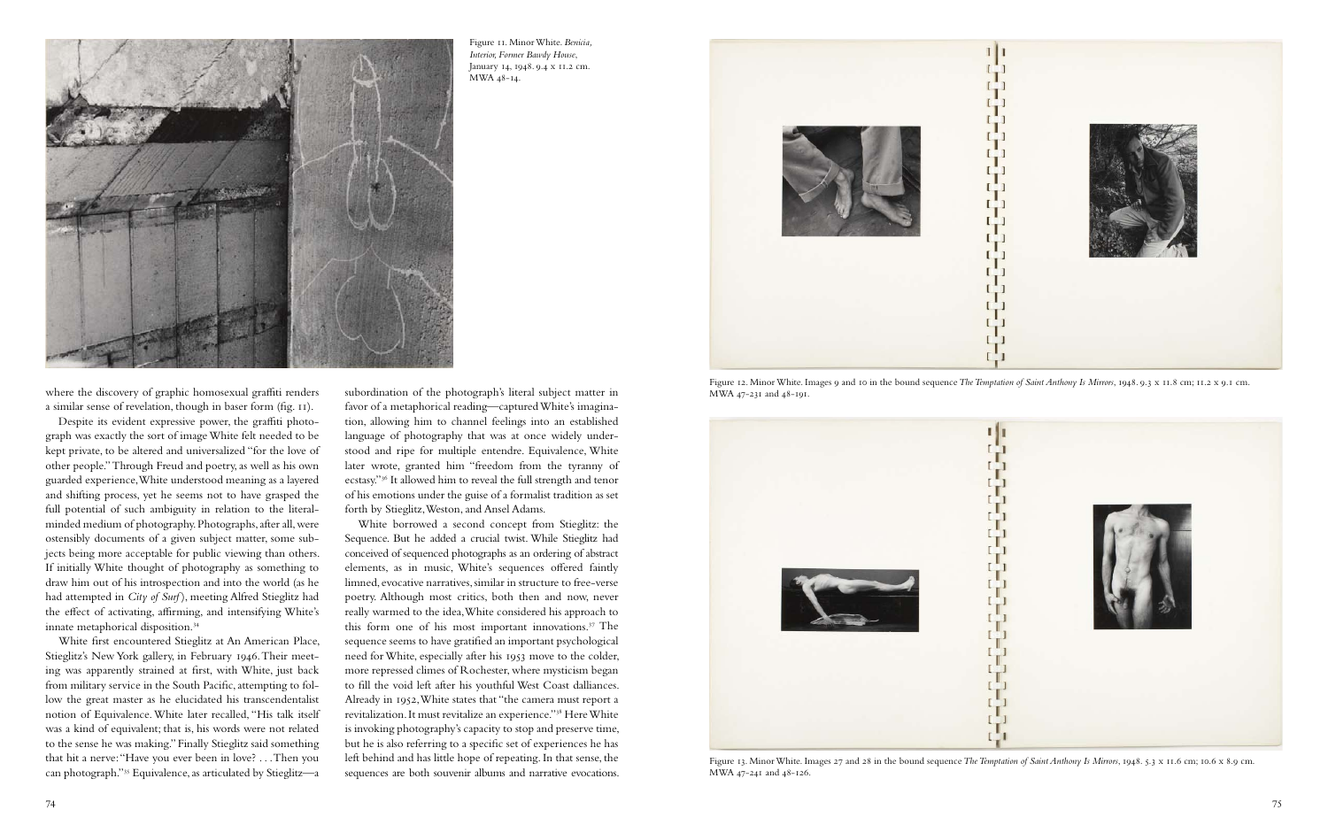Figure 11. Minor White. *Benicia, Interior, Former Bawdy House,* January 14, 1948. 9.4 x 11.2 cm. MWA 48-14.

where the discovery of graphic homosexual graffiti renders a similar sense of revelation, though in baser form (fig. 11).

Despite its evident expressive power, the graffiti photograph was exactly the sort of image White felt needed to be kept private, to be altered and universalized "for the love of other people." Through Freud and poetry, as well as his own guarded experience, White understood meaning as a layered and shifting process, yet he seems not to have grasped the full potential of such ambiguity in relation to the literal-minded medium of photography. Photographs, after all, were ostensibly documents of a given subject matter, some subjects being more acceptable for public viewing than others. If initially White thought of photography as something to draw him out of his introspection and into the world (as he had attempted in *City of Surf*), meeting Alfred Stieglitz had the effect of activating, affirming, and intensifying White's innate metaphorical disposition.[34]

White first encountered Stieglitz at An American Place, Stieglitz's New York gallery, in February 1946. Their meeting was apparently strained at first, with White, just back from military service in the South Pacific, attempting to follow the great master as he elucidated his transcendentalist notion of Equivalence. White later recalled, "His talk itself was a kind of equivalent; that is, his words were not related to the sense he was making." Finally Stieglitz said something that hit a nerve: "Have you ever been in love? . . . Then you can photograph."[35] Equivalence, as articulated by Stieglitz—a subordination of the photograph's literal subject matter in favor of a metaphorical reading—captured White's imagination, allowing him to channel feelings into an established language of photography that was at once widely understood and ripe for multiple entendre. Equivalence, White later wrote, granted him "freedom from the tyranny of ecstasy."[36] It allowed him to reveal the full strength and tenor of his emotions under the guise of a formalist tradition as set forth by Stieglitz, Weston, and Ansel Adams.

White borrowed a second concept from Stieglitz: the Sequence. But he added a crucial twist. While Stieglitz had conceived of sequenced photographs as an ordering of abstract elements, as in music, White's sequences offered faintly limned, evocative narratives, similar in structure to free-verse poetry. Although most critics, both then and now, never really warmed to the idea, White considered his approach to this form one of his most important innovations.[37] The sequence seems to have gratified an important psychological need for White, especially after his 1953 move to the colder, more repressed climes of Rochester, where mysticism began to fill the void left after his youthful West Coast dalliances. Already in 1952, White states that "the camera must report a revitalization. It must revitalize an experience."[38] Here White is invoking photography's capacity to stop and preserve time, but he is also referring to a specific set of experiences he has left behind and has little hope of repeating. In that sense, the sequences are both souvenir albums and narrative evocations.

Figure 12. Minor White. Images 9 and 10 in the bound sequence *The Temptation of Saint Anthony Is Mirrors*, 1948. 9.3 x 11.8 cm; 11.2 x 9.1 cm. MWA 47-231 and 48-191.

Figure 13. Minor White. Images 27 and 28 in the bound sequence *The Temptation of Saint Anthony Is Mirrors*, 1948. 5.3 x 11.6 cm; 10.6 x 8.9 cm. MWA 47-241 and 48-126.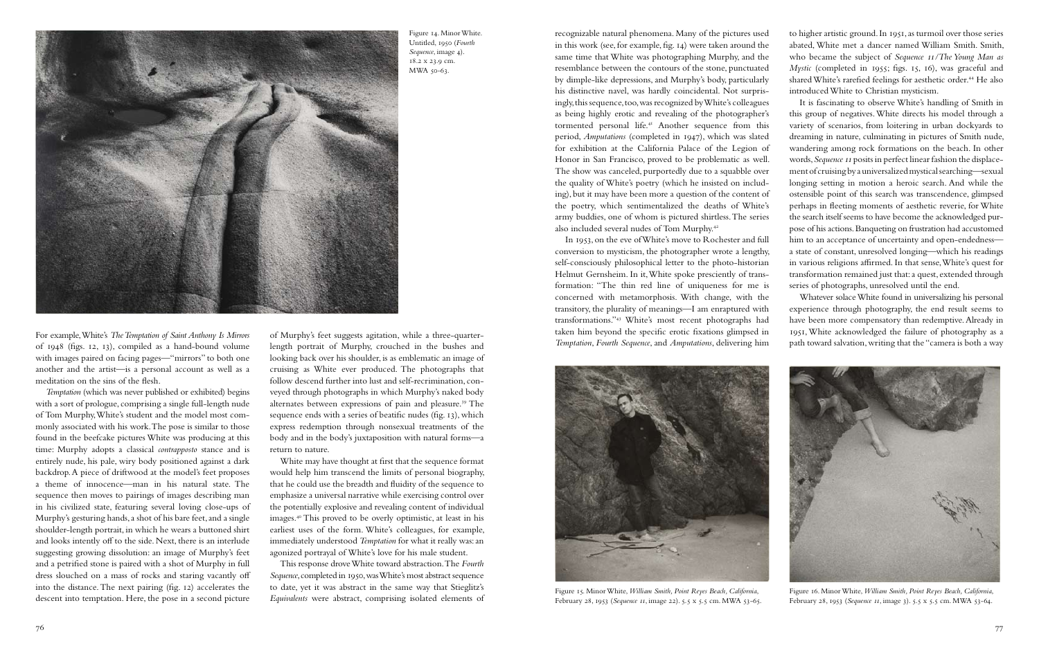Figure 14. Minor White. Untitled, 1950 (*Fourth Sequence*, image 4). 18.2 x 23.9 cm. MWA 50-63.

For example, White's *The Temptation of Saint Anthony Is Mirrors* of 1948 (figs. 12, 13), compiled as a hand-bound volume with images paired on facing pages—"mirrors" to both one another and the artist—is a personal account as well as a meditation on the sins of the flesh.

*Temptation* (which was never published or exhibited) begins with a sort of prologue, comprising a single full-length nude of Tom Murphy, White's student and the model most commonly associated with his work. The pose is similar to those found in the beefcake pictures White was producing at this time: Murphy adopts a classical *contrapposto* stance and is entirely nude, his pale, wiry body positioned against a dark backdrop. A piece of driftwood at the model's feet proposes a theme of innocence—man in his natural state. The sequence then moves to pairings of images describing man in his civilized state, featuring several loving close-ups of Murphy's gesturing hands, a shot of his bare feet, and a single shoulder-length portrait, in which he wears a buttoned shirt and looks intently off to the side. Next, there is an interlude suggesting growing dissolution: an image of Murphy's feet and a petrified stone is paired with a shot of Murphy in full dress slouched on a mass of rocks and staring vacantly off into the distance. The next pairing (fig. 12) accelerates the descent into temptation. Here, the pose in a second picture of Murphy's feet suggests agitation, while a three-quarter-length portrait of Murphy, crouched in the bushes and looking back over his shoulder, is as emblematic an image of cruising as White ever produced. The photographs that follow descend further into lust and self-recrimination, conveyed through photographs in which Murphy's naked body alternates between expressions of pain and pleasure.[39] The sequence ends with a series of beatific nudes (fig. 13), which express redemption through nonsexual treatments of the body and in the body's juxtaposition with natural forms—a return to nature.

White may have thought at first that the sequence format would help him transcend the limits of personal biography, that he could use the breadth and fluidity of the sequence to emphasize a universal narrative while exercising control over the potentially explosive and revealing content of individual images.[40] This proved to be overly optimistic, at least in his earliest uses of the form. White's colleagues, for example, immediately understood *Temptation* for what it really was: an agonized portrayal of White's love for his male student.

This response drove White toward abstraction. The *Fourth Sequence*, completed in 1950, was White's most abstract sequence to date, yet it was abstract in the same way that Stieglitz's *Equivalents* were abstract, comprising isolated elements of recognizable natural phenomena. Many of the pictures used in this work (see, for example, fig. 14) were taken around the same time that White was photographing Murphy, and the resemblance between the contours of the stone, punctuated by dimple-like depressions, and Murphy's body, particularly his distinctive navel, was hardly coincidental. Not surprisingly, this sequence, too, was recognized by White's colleagues as being highly erotic and revealing of the photographer's tormented personal life.[41] Another sequence from this period, *Amputations* (completed in 1947), which was slated for exhibition at the California Palace of the Legion of Honor in San Francisco, proved to be problematic as well. The show was canceled, purportedly due to a squabble over the quality of White's poetry (which he insisted on including), but it may have been more a question of the content of the poetry, which sentimentalized the deaths of White's army buddies, one of whom is pictured shirtless. The series also included several nudes of Tom Murphy.[42]

In 1953, on the eve of White's move to Rochester and full conversion to mysticism, the photographer wrote a lengthy, self-consciously philosophical letter to the photo-historian Helmut Gernsheim. In it, White spoke presciently of transformation: "The thin red line of uniqueness for me is concerned with metamorphosis. With change, with the transitory, the plurality of meanings—I am enraptured with transformations."[43] White's most recent photographs had taken him beyond the specific erotic fixations glimpsed in *Temptation*, *Fourth Sequence*, and *Amputations*, delivering him to higher artistic ground. In 1951, as turmoil over those series abated, White met a dancer named William Smith. Smith, who became the subject of *Sequence 11/The Young Man as Mystic* (completed in 1955; figs. 15, 16), was graceful and shared White's rarefied feelings for aesthetic order.[44] He also introduced White to Christian mysticism.

It is fascinating to observe White's handling of Smith in this group of negatives. White directs his model through a variety of scenarios, from loitering in urban dockyards to dreaming in nature, culminating in pictures of Smith nude, wandering among rock formations on the beach. In other words, *Sequence 11* posits in perfect linear fashion the displacement of cruising by a universalized mystical searching—sexual longing setting in motion a heroic search. And while the ostensible point of this search was transcendence, glimpsed perhaps in fleeting moments of aesthetic reverie, for White the search itself seems to have become the acknowledged purpose of his actions. Banqueting on frustration had accustomed him to an acceptance of uncertainty and open-endedness—a state of constant, unresolved longing—which his readings in various religions affirmed. In that sense, White's quest for transformation remained just that: a quest, extended through series of photographs, unresolved until the end.

Whatever solace White found in universalizing his personal experience through photography, the end result seems to have been more compensatory than redemptive. Already in 1951, White acknowledged the failure of photography as a path toward salvation, writing that the "camera is both a way

Figure 15. Minor White, *William Smith, Point Reyes Beach, California*, February 28, 1953 (*Sequence 11*, image 22). 5.5 x 5.5 cm. MWA 53-65.

Figure 16. Minor White, *William Smith, Point Reyes Beach, California*, February 28, 1953 (*Sequence 11*, image 3). 5.5 x 5.5 cm. MWA 53-64.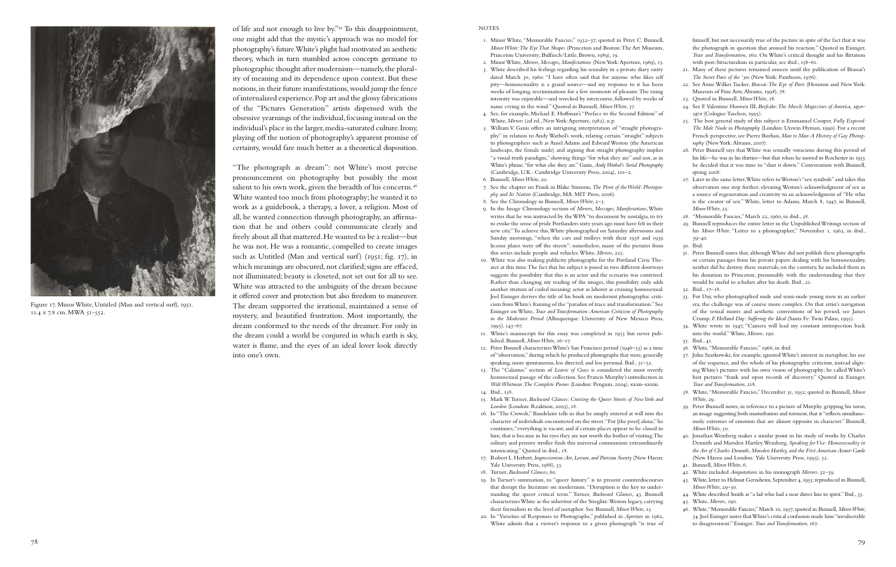of life and not enough to live by."[45] To this disappointment, one might add that the mystic's approach was no model for photography's future. White's plight had motivated an aesthetic theory, which in turn stumbled across concepts germane to photographic thought after modernism—namely, the plurality of meaning and its dependence upon context. But these notions, in their future manifestations, would jump the fence of internalized experience. Pop art and the glossy fabrications of the "Pictures Generation" artists dispensed with the obsessive yearnings of the individual, focusing instead on the individual's place in the larger, media-saturated culture. Irony, playing off the notion of photography's apparent promise of certainty, would fare much better as a theoretical disposition.

"The photograph as dream": not White's most precise pronouncement on photography but possibly the most salient to his own work, given the breadth of his concerns.[46] White wanted too much from photography; he wanted it to work as a guidebook, a therapy, a lover, a religion. Most of all, he wanted connection through photography, an affirmation that he and others could communicate clearly and freely about all that mattered. He wanted to be a realist—but he was not. He was a romantic, compelled to create images such as Untitled (Man and vertical surf) (1951; fig. 17), in which meanings are obscured, not clarified; signs are effaced, not illuminated; beauty is closeted, not set out for all to see. White was attracted to the ambiguity of the dream because it offered cover and protection but also freedom to maneuver. The dream supported the irrational, maintained a sense of mystery, and beautified frustration. Most importantly, the dream conformed to the needs of the dreamer. For only in the dream could a world be conjured in which earth is sky, water is flame, and the eyes of an ideal lover look directly into one's own.

Figure 17. Minor White, Untitled (Man and vertical surf), 1951. 11.4 x 7.8 cm. MWA 51-552.

## NOTES

1. Minor White, "Memorable Fancies," 1932–37; quoted in Peter C. Bunnell, *Minor White: The Eye That Shapes* (Princeton and Boston: The Art Museum, Princeton University; Bulfinch/Little, Brown, 1989), 19.
2. Minor White, *Mirrors, Messages, Manifestations* (New York: Aperture, 1969), 15.
3. White described his feelings regarding his sexuality in a private diary entry dated March 30, 1960: "I have often said that for anyone who likes self pity—homosexuality is a grand source—and my response to it has been weeks of longing, recriminations for a few moments of pleasure. The rising intensity was enjoyable—and wrecked by intercourse, followed by weeks of name crying in the wind." Quoted in Bunnell, *Minor White*, 37.
4. See, for example, Michael E. Hoffman's "Preface to the Second Edition" of White, *Mirrors* (2d ed., New York: Aperture, 1982), n.p.
5. William V. Ganis offers an intriguing interpretation of "straight photography" in relation to Andy Warhol's work, relating certain "straight" subjects to photographers such as Ansel Adams and Edward Weston (the American landscape, the female nude) and arguing that straight photography implies "a visual truth paradigm," showing things "for what they are" and not, as in White's phrase, "for what else they are." Ganis, *Andy Warhol's Serial Photography* (Cambridge, U.K.: Cambridge University Press, 2004), 101–2.
6. Bunnell, *Minor White*, 20.
7. See the chapter on Frank in Blake Stimson, *The Pivot of the World: Photography and Its Nation* (Cambridge, MA: MIT Press, 2006).
8. See the Chronology in Bunnell, *Minor White*, 2–3.
9. In the Image Chronology section of *Mirrors, Messages, Manifestations*, White writes that he was instructed by the WPA "to document by nostalgia, to try to evoke the sense of pride Portlanders sixty years ago must have felt in their new city." To achieve this, White photographed on Saturday afternoons and Sunday mornings, "when the cars and trolleys with their 1938 and 1939 license plates were off the streets"; nonetheless, many of the pictures from this series include people and vehicles. White, *Mirrors*, 225.
10. White was also making publicity photographs for the Portland Civic Theater at this time. The fact that his subject is posed in two different doorways suggests the possibility that this is an actor and the scenario was contrived. Rather than changing my reading of the images, this possibility only adds another stratum of coded meaning: actor as laborer as cruising homosexual. Joel Eisinger derives the title of his book on modernist photographic criticism from White's framing of the "paradox of trace and transformation." See Eisinger on White, *Trace and Transformation: American Criticism of Photography in the Modernist Period* (Albuquerque: University of New Mexico Press, 1995), 143–67.
11. White's manuscript for this essay was completed in 1953 but never published. Bunnell, *Minor White*, 16–17.
12. Peter Bunnell characterizes White's San Francisco period (1946–53) as a time of "observation," during which he produced photographs that were, generally speaking, more spontaneous, less directed, and less personal. Ibid., 51–52.
13. The "Calamus" section of *Leaves of Grass* is considered the most overtly homosexual passage of the collection. See Francis Murphy's introduction in *Walt Whitman: The Complete Poems* (London: Penguin, 2004), xxxii–xxxiii.
14. Ibid., 158.
15. Mark W. Turner, *Backward Glances: Cruising the Queer Streets of New York and London* (London: Reaktion, 2003), 18.
16. In "The Crowds," Baudelaire tells us that he simply entered at will into the character of individuals encountered on the street. "For [the poet] alone," he continues, "everything is vacant; and if certain places appear to be closed to him, that is because in his eyes they are not worth the bother of visiting. The solitary and pensive stroller finds this universal communion extraordinarily intoxicating." Quoted in ibid., 18.
17. Robert L. Herbert, *Impressionism: Art, Leisure, and Parisian Society* (New Haven: Yale University Press, 1988), 33.
18. Turner, *Backward Glances*, 60.
19. In Turner's summation, to "queer history" is to present counterdiscourses that disrupt the literature on modernism. "Disruption is the key to understanding the queer critical term." Turner, *Backward Glances*, 43. Bunnell characterizes White as the inheritor of the Stieglitz-Weston legacy, carrying their formalism to the level of metaphor. See Bunnell, *Minor White*, 15.
20. In "Varieties of Responses to Photographs," published in *Aperture* in 1962, White admits that a viewer's response to a given photograph "is true of himself, but not necessarily true of the picture in spite of the fact that it was the photograph in question that aroused his reaction." Quoted in Eisinger, *Trace and Transformation*, 160. On White's critical thought and his flirtation with post-Structuralism in particular, see ibid., 158–61.
21. Many of these pictures remained unseen until the publication of Brassaï's *The Secret Paris of the '30s* (New York: Pantheon, 1976).
22. See Anne Wilkes Tucker, *Brassaï: The Eye of Paris* (Houston and New York: Museum of Fine Arts; Abrams, 1998), 78.
23. Quoted in Bunnell, *Minor White*, 18.
24. See F. Valentine Hooven III, *Beefcake: The Muscle Magazines of America, 1950–1970* (Cologne: Taschen, 1995).
25. The best general study of this subject is Emmanuel Cooper, *Fully Exposed: The Male Nude in Photography* (London: Unwin Hyman, 1990). For a recent French perspective, see Pierre Borhan, *Man to Man: A History of Gay Photography* (New York: Abrams, 2007).
26. Peter Bunnell says that White was sexually voracious during this period of his life—he was in his thirties—but that when he moved to Rochester in 1953 he decided that it was time to "shut it down." Conversation with Bunnell, spring 2008.
27. Later in the same letter, White refers to Weston's "sex symbols" and takes this observation one step further, elevating Weston's acknowledgment of sex as a source of regeneration and creativity to an acknowledgment of "He who is the creator of sex." White, letter to Adams, March 8, 1947, in Bunnell, *Minor White*, 25.
28. "Memorable Fancies," March 22, 1960, in ibid., 38.
29. Bunnell reproduces the entire letter in the Unpublished Writings section of his *Minor White*. "Letter to a photographer," November 1, 1962, in ibid., 39–40.
30. Ibid.
31. Peter Bunnell notes that, although White did not publish these photographs or certain passages from his private papers dealing with his homosexuality, neither did he destroy these materials; on the contrary, he included them in his donation to Princeton, presumably with the understanding that they would be useful to scholars after his death. Ibid., 21.
32. Ibid., 17–18.
33. For Day, who photographed nude and semi-nude young men in an earlier era, the challenge was of course more complex. On that artist's navigation of the sexual mores and aesthetic conventions of his period, see James Crump, *F. Holland Day: Suffering the Ideal* (Santa Fe: Twin Palms, 1995).
34. White wrote in 1947, "Camera will lead my constant introspection back into the world." White, *Mirrors*, 190.
35. Ibid., 41.
36. White, "Memorable Fancies," 1966, in ibid.
37. John Szarkowski, for example, ignored White's interest in metaphor, his use of the sequence, and the whole of his photographic criticism, instead aligning White's pictures with his own vision of photography; he called White's best pictures "frank and open records of discovery." Quoted in Eisinger, *Trace and Transformation*, 218.
38. White, "Memorable Fancies," December 31, 1952; quoted in Bunnell, *Minor White*, 29.
39. Peter Bunnell notes, in reference to a picture of Murphy gripping his torso, an image suggesting both masturbation and torment, that it "reflects simultaneously extremes of emotion that are almost opposite in character." Bunnell, *Minor White*, 50.
40. Jonathan Weinberg makes a similar point in his study of works by Charles Demuth and Marsden Hartley. Weinberg, *Speaking for Vice: Homosexuality in the Art of Charles Demuth, Marsden Hartley, and the First American Avant-Garde* (New Haven and London: Yale University Press, 1993), 32.
41. Bunnell, *Minor White*, 6.
42. White included *Amputations* in his monograph *Mirrors*, 32–39.
43. White, letter to Helmut Gernsheim, September 4, 1953; reproduced in Bunnell, *Minor White*, 29–30.
44. White described Smith as "a lad who had a near direct line to spirit." Ibid., 33.
45. White, *Mirrors*, 190.
46. White, "Memorable Fancies," March 10, 1957; quoted in Bunnell, *Minor White*, 34. Joel Eisinger notes that White's critical confusion made him "invulnerable to disagreement." Eisinger, *Trace and Transformation*, 167.